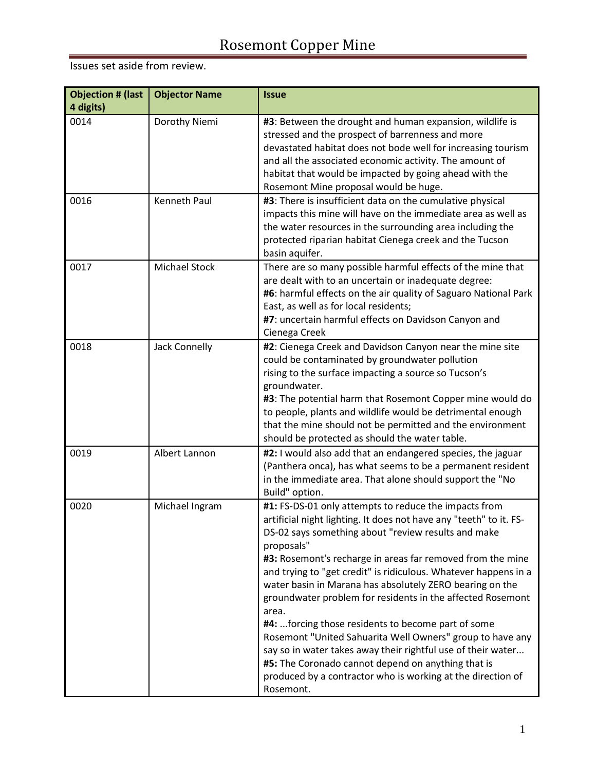# Rosemont Copper Mine

Issues set aside from review.

| Objection # (last 4 digits) | Objector Name | Issue |
|---|---|---|
| 0014 | Dorothy Niemi | **#3**: Between the drought and human expansion, wildlife is stressed and the prospect of barrenness and more devastated habitat does not bode well for increasing tourism and all the associated economic activity. The amount of habitat that would be impacted by going ahead with the Rosemont Mine proposal would be huge. |
| 0016 | Kenneth Paul | **#3**: There is insufficient data on the cumulative physical impacts this mine will have on the immediate area as well as the water resources in the surrounding area including the protected riparian habitat Cienega creek and the Tucson basin aquifer. |
| 0017 | Michael Stock | There are so many possible harmful effects of the mine that are dealt with to an uncertain or inadequate degree: **#6**: harmful effects on the air quality of Saguaro National Park East, as well as for local residents; **#7**: uncertain harmful effects on Davidson Canyon and Cienega Creek |
| 0018 | Jack Connelly | **#2**: Cienega Creek and Davidson Canyon near the mine site could be contaminated by groundwater pollution rising to the surface impacting a source so Tucson's groundwater. **#3**: The potential harm that Rosemont Copper mine would do to people, plants and wildlife would be detrimental enough that the mine should not be permitted and the environment should be protected as should the water table. |
| 0019 | Albert Lannon | **#2:** I would also add that an endangered species, the jaguar (Panthera onca), has what seems to be a permanent resident in the immediate area. That alone should support the "No Build" option. |
| 0020 | Michael Ingram | **#1:** FS-DS-01 only attempts to reduce the impacts from artificial night lighting. It does not have any "teeth" to it. FS-DS-02 says something about "review results and make proposals" **#3:** Rosemont's recharge in areas far removed from the mine and trying to "get credit" is ridiculous. Whatever happens in a water basin in Marana has absolutely ZERO bearing on the groundwater problem for residents in the affected Rosemont area. **#4:** ...forcing those residents to become part of some Rosemont "United Sahuarita Well Owners" group to have any say so in water takes away their rightful use of their water... **#5:** The Coronado cannot depend on anything that is produced by a contractor who is working at the direction of Rosemont. |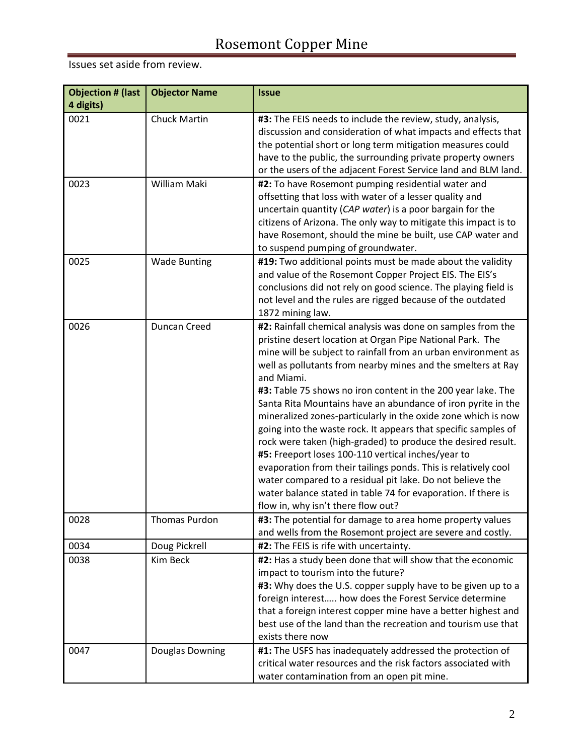# Rosemont Copper Mine

Issues set aside from review.

| Objection # (last 4 digits) | Objector Name | Issue |
|---|---|---|
| 0021 | Chuck Martin | **#3:** The FEIS needs to include the review, study, analysis, discussion and consideration of what impacts and effects that the potential short or long term mitigation measures could have to the public, the surrounding private property owners or the users of the adjacent Forest Service land and BLM land. |
| 0023 | William Maki | **#2:** To have Rosemont pumping residential water and offsetting that loss with water of a lesser quality and uncertain quantity (*CAP water*) is a poor bargain for the citizens of Arizona. The only way to mitigate this impact is to have Rosemont, should the mine be built, use CAP water and to suspend pumping of groundwater. |
| 0025 | Wade Bunting | **#19:** Two additional points must be made about the validity and value of the Rosemont Copper Project EIS. The EIS's conclusions did not rely on good science. The playing field is not level and the rules are rigged because of the outdated 1872 mining law. |
| 0026 | Duncan Creed | **#2:** Rainfall chemical analysis was done on samples from the pristine desert location at Organ Pipe National Park. The mine will be subject to rainfall from an urban environment as well as pollutants from nearby mines and the smelters at Ray and Miami. **#3:** Table 75 shows no iron content in the 200 year lake. The Santa Rita Mountains have an abundance of iron pyrite in the mineralized zones-particularly in the oxide zone which is now going into the waste rock. It appears that specific samples of rock were taken (high-graded) to produce the desired result. **#5:** Freeport loses 100-110 vertical inches/year to evaporation from their tailings ponds. This is relatively cool water compared to a residual pit lake. Do not believe the water balance stated in table 74 for evaporation. If there is flow in, why isn't there flow out? |
| 0028 | Thomas Purdon | **#3:** The potential for damage to area home property values and wells from the Rosemont project are severe and costly. |
| 0034 | Doug Pickrell | **#2:** The FEIS is rife with uncertainty. |
| 0038 | Kim Beck | **#2:** Has a study been done that will show that the economic impact to tourism into the future? **#3:** Why does the U.S. copper supply have to be given up to a foreign interest….. how does the Forest Service determine that a foreign interest copper mine have a better highest and best use of the land than the recreation and tourism use that exists there now |
| 0047 | Douglas Downing | **#1:** The USFS has inadequately addressed the protection of critical water resources and the risk factors associated with water contamination from an open pit mine. |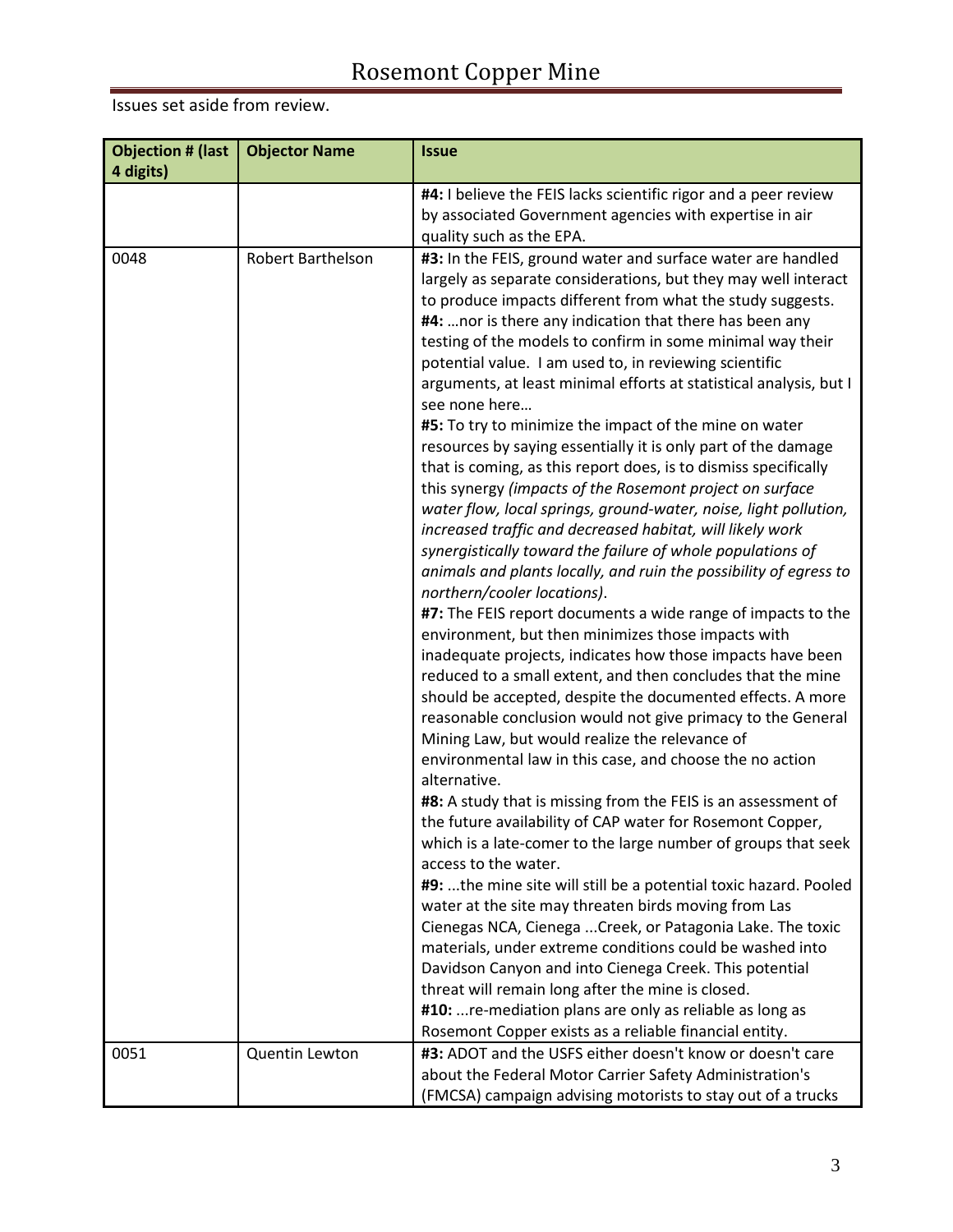Issues set aside from review.

| Objection # (last 4 digits) | Objector Name | Issue |
|---|---|---|
| | | **#4:** I believe the FEIS lacks scientific rigor and a peer review by associated Government agencies with expertise in air quality such as the EPA. |
| 0048 | Robert Barthelson | **#3:** In the FEIS, ground water and surface water are handled largely as separate considerations, but they may well interact to produce impacts different from what the study suggests. **#4:** …nor is there any indication that there has been any testing of the models to confirm in some minimal way their potential value. I am used to, in reviewing scientific arguments, at least minimal efforts at statistical analysis, but I see none here… **#5:** To try to minimize the impact of the mine on water resources by saying essentially it is only part of the damage that is coming, as this report does, is to dismiss specifically this synergy *(impacts of the Rosemont project on surface water flow, local springs, ground-water, noise, light pollution, increased traffic and decreased habitat, will likely work synergistically toward the failure of whole populations of animals and plants locally, and ruin the possibility of egress to northern/cooler locations)*. **#7:** The FEIS report documents a wide range of impacts to the environment, but then minimizes those impacts with inadequate projects, indicates how those impacts have been reduced to a small extent, and then concludes that the mine should be accepted, despite the documented effects. A more reasonable conclusion would not give primacy to the General Mining Law, but would realize the relevance of environmental law in this case, and choose the no action alternative. **#8:** A study that is missing from the FEIS is an assessment of the future availability of CAP water for Rosemont Copper, which is a late-comer to the large number of groups that seek access to the water. **#9:** ...the mine site will still be a potential toxic hazard. Pooled water at the site may threaten birds moving from Las Cienegas NCA, Cienega ...Creek, or Patagonia Lake. The toxic materials, under extreme conditions could be washed into Davidson Canyon and into Cienega Creek. This potential threat will remain long after the mine is closed. **#10:** ...re-mediation plans are only as reliable as long as Rosemont Copper exists as a reliable financial entity. |
| 0051 | Quentin Lewton | **#3:** ADOT and the USFS either doesn't know or doesn't care about the Federal Motor Carrier Safety Administration's (FMCSA) campaign advising motorists to stay out of a trucks |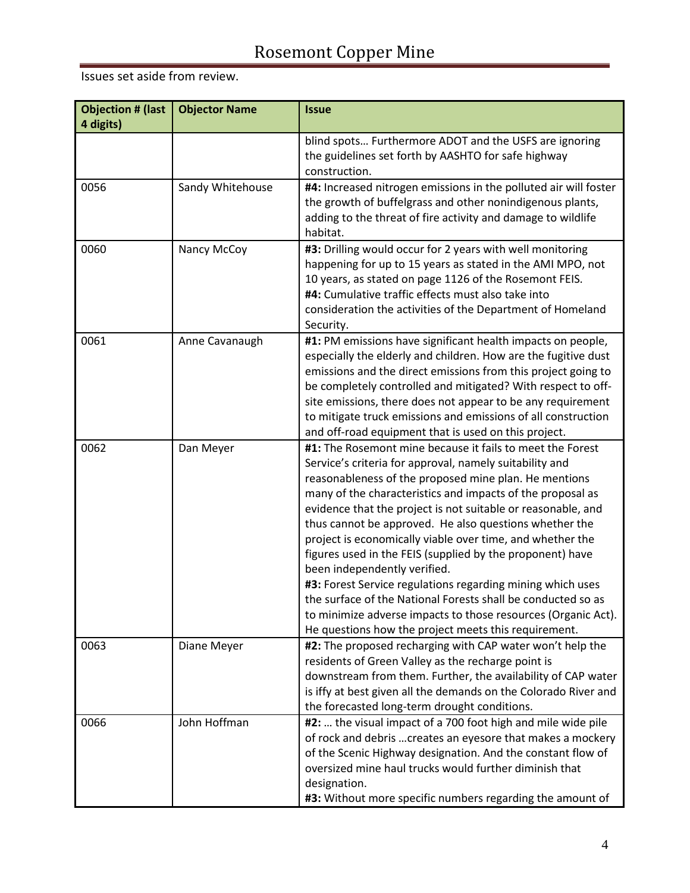Issues set aside from review.

| Objection # (last 4 digits) | Objector Name | Issue |
|---|---|---|
| | | blind spots… Furthermore ADOT and the USFS are ignoring the guidelines set forth by AASHTO for safe highway construction. |
| 0056 | Sandy Whitehouse | **#4:** Increased nitrogen emissions in the polluted air will foster the growth of buffelgrass and other nonindigenous plants, adding to the threat of fire activity and damage to wildlife habitat. |
| 0060 | Nancy McCoy | **#3:** Drilling would occur for 2 years with well monitoring happening for up to 15 years as stated in the AMI MPO, not 10 years, as stated on page 1126 of the Rosemont FEIS.<br>**#4:** Cumulative traffic effects must also take into consideration the activities of the Department of Homeland Security. |
| 0061 | Anne Cavanaugh | **#1:** PM emissions have significant health impacts on people, especially the elderly and children. How are the fugitive dust emissions and the direct emissions from this project going to be completely controlled and mitigated? With respect to off-site emissions, there does not appear to be any requirement to mitigate truck emissions and emissions of all construction and off-road equipment that is used on this project. |
| 0062 | Dan Meyer | **#1:** The Rosemont mine because it fails to meet the Forest Service's criteria for approval, namely suitability and reasonableness of the proposed mine plan. He mentions many of the characteristics and impacts of the proposal as evidence that the project is not suitable or reasonable, and thus cannot be approved. He also questions whether the project is economically viable over time, and whether the figures used in the FEIS (supplied by the proponent) have been independently verified.<br>**#3:** Forest Service regulations regarding mining which uses the surface of the National Forests shall be conducted so as to minimize adverse impacts to those resources (Organic Act). He questions how the project meets this requirement. |
| 0063 | Diane Meyer | **#2:** The proposed recharging with CAP water won't help the residents of Green Valley as the recharge point is downstream from them. Further, the availability of CAP water is iffy at best given all the demands on the Colorado River and the forecasted long-term drought conditions. |
| 0066 | John Hoffman | **#2:** … the visual impact of a 700 foot high and mile wide pile of rock and debris …creates an eyesore that makes a mockery of the Scenic Highway designation. And the constant flow of oversized mine haul trucks would further diminish that designation.<br>**#3:** Without more specific numbers regarding the amount of |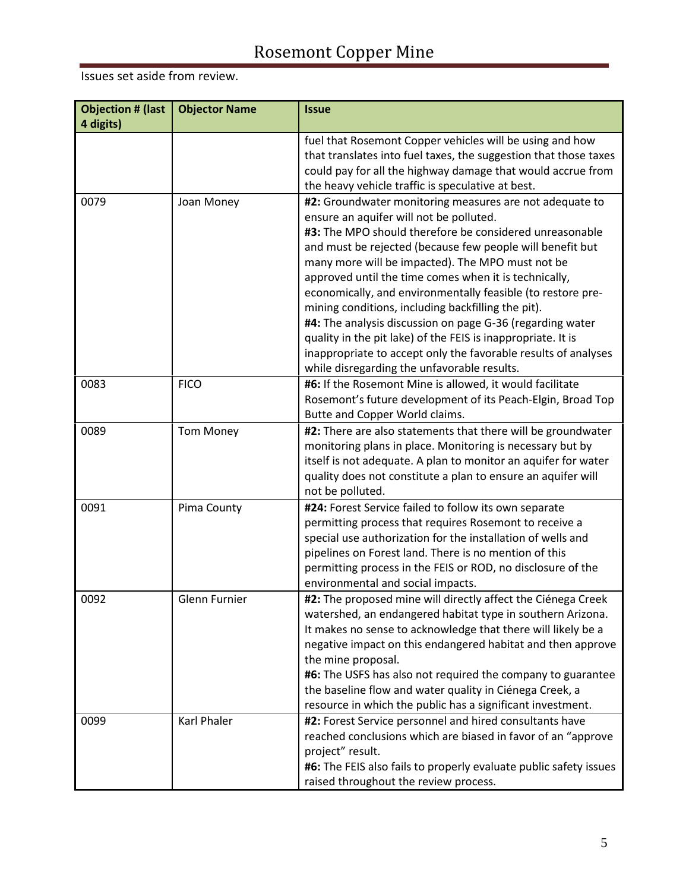Issues set aside from review.

| Objection # (last 4 digits) | Objector Name | Issue |
|---|---|---|
| | | fuel that Rosemont Copper vehicles will be using and how that translates into fuel taxes, the suggestion that those taxes could pay for all the highway damage that would accrue from the heavy vehicle traffic is speculative at best. |
| 0079 | Joan Money | **#2:** Groundwater monitoring measures are not adequate to ensure an aquifer will not be polluted.<br>**#3:** The MPO should therefore be considered unreasonable and must be rejected (because few people will benefit but many more will be impacted). The MPO must not be approved until the time comes when it is technically, economically, and environmentally feasible (to restore pre-mining conditions, including backfilling the pit).<br>**#4:** The analysis discussion on page G-36 (regarding water quality in the pit lake) of the FEIS is inappropriate. It is inappropriate to accept only the favorable results of analyses while disregarding the unfavorable results. |
| 0083 | FICO | **#6:** If the Rosemont Mine is allowed, it would facilitate Rosemont's future development of its Peach-Elgin, Broad Top Butte and Copper World claims. |
| 0089 | Tom Money | **#2:** There are also statements that there will be groundwater monitoring plans in place. Monitoring is necessary but by itself is not adequate. A plan to monitor an aquifer for water quality does not constitute a plan to ensure an aquifer will not be polluted. |
| 0091 | Pima County | **#24:** Forest Service failed to follow its own separate permitting process that requires Rosemont to receive a special use authorization for the installation of wells and pipelines on Forest land. There is no mention of this permitting process in the FEIS or ROD, no disclosure of the environmental and social impacts. |
| 0092 | Glenn Furnier | **#2:** The proposed mine will directly affect the Ciénega Creek watershed, an endangered habitat type in southern Arizona. It makes no sense to acknowledge that there will likely be a negative impact on this endangered habitat and then approve the mine proposal.<br>**#6:** The USFS has also not required the company to guarantee the baseline flow and water quality in Ciénega Creek, a resource in which the public has a significant investment. |
| 0099 | Karl Phaler | **#2:** Forest Service personnel and hired consultants have reached conclusions which are biased in favor of an "approve project" result.<br>**#6:** The FEIS also fails to properly evaluate public safety issues raised throughout the review process. |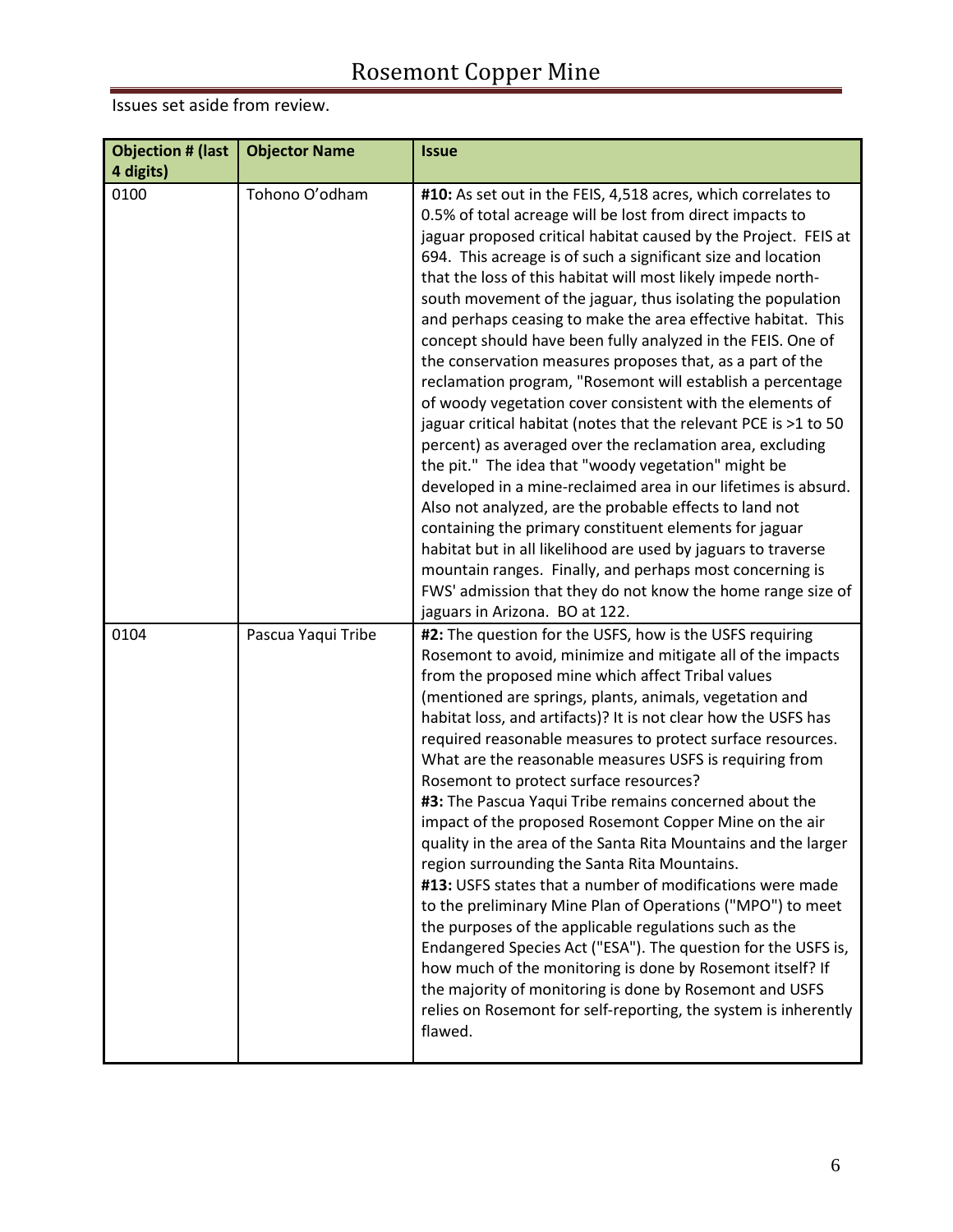Issues set aside from review.

| Objection # (last 4 digits) | Objector Name | Issue |
|---|---|---|
| 0100 | Tohono O'odham | **#10:** As set out in the FEIS, 4,518 acres, which correlates to 0.5% of total acreage will be lost from direct impacts to jaguar proposed critical habitat caused by the Project. FEIS at 694. This acreage is of such a significant size and location that the loss of this habitat will most likely impede north-south movement of the jaguar, thus isolating the population and perhaps ceasing to make the area effective habitat. This concept should have been fully analyzed in the FEIS. One of the conservation measures proposes that, as a part of the reclamation program, "Rosemont will establish a percentage of woody vegetation cover consistent with the elements of jaguar critical habitat (notes that the relevant PCE is >1 to 50 percent) as averaged over the reclamation area, excluding the pit." The idea that "woody vegetation" might be developed in a mine-reclaimed area in our lifetimes is absurd. Also not analyzed, are the probable effects to land not containing the primary constituent elements for jaguar habitat but in all likelihood are used by jaguars to traverse mountain ranges. Finally, and perhaps most concerning is FWS' admission that they do not know the home range size of jaguars in Arizona. BO at 122. |
| 0104 | Pascua Yaqui Tribe | **#2:** The question for the USFS, how is the USFS requiring Rosemont to avoid, minimize and mitigate all of the impacts from the proposed mine which affect Tribal values (mentioned are springs, plants, animals, vegetation and habitat loss, and artifacts)? It is not clear how the USFS has required reasonable measures to protect surface resources. What are the reasonable measures USFS is requiring from Rosemont to protect surface resources?<br>**#3:** The Pascua Yaqui Tribe remains concerned about the impact of the proposed Rosemont Copper Mine on the air quality in the area of the Santa Rita Mountains and the larger region surrounding the Santa Rita Mountains.<br>**#13:** USFS states that a number of modifications were made to the preliminary Mine Plan of Operations ("MPO") to meet the purposes of the applicable regulations such as the Endangered Species Act ("ESA"). The question for the USFS is, how much of the monitoring is done by Rosemont itself? If the majority of monitoring is done by Rosemont and USFS relies on Rosemont for self-reporting, the system is inherently flawed. |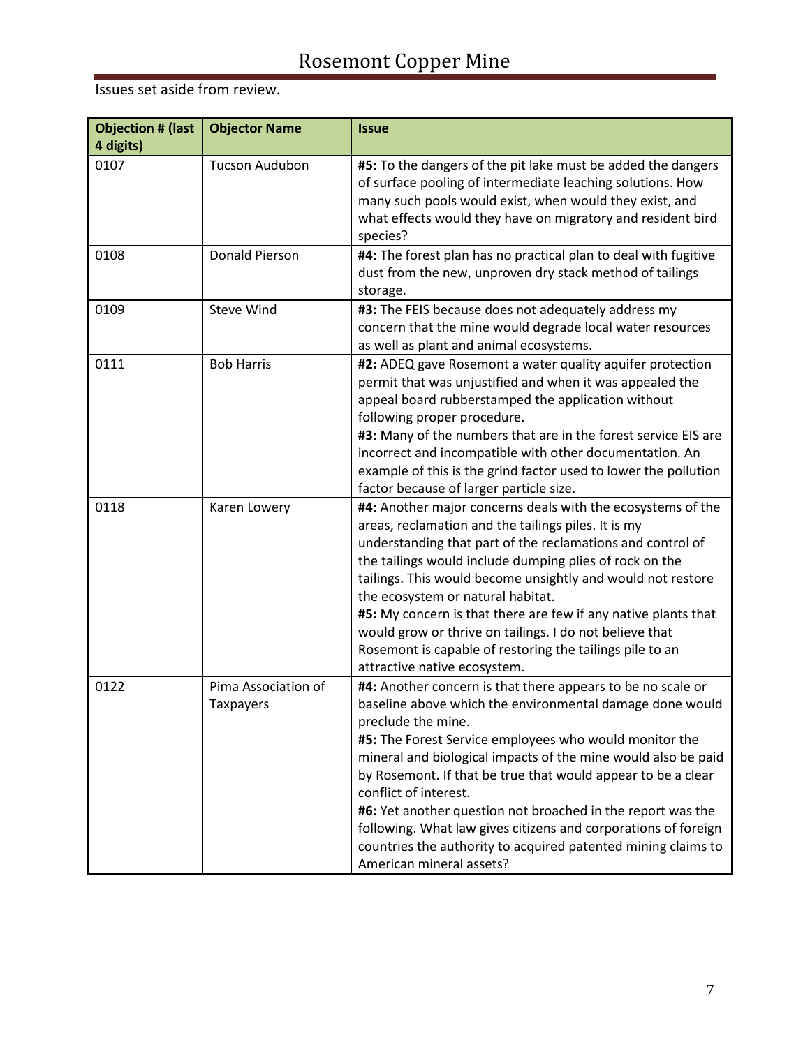Issues set aside from review.

| Objection # (last 4 digits) | Objector Name | Issue |
| --- | --- | --- |
| 0107 | Tucson Audubon | **#5:** To the dangers of the pit lake must be added the dangers of surface pooling of intermediate leaching solutions. How many such pools would exist, when would they exist, and what effects would they have on migratory and resident bird species? |
| 0108 | Donald Pierson | **#4:** The forest plan has no practical plan to deal with fugitive dust from the new, unproven dry stack method of tailings storage. |
| 0109 | Steve Wind | **#3:** The FEIS because does not adequately address my concern that the mine would degrade local water resources as well as plant and animal ecosystems. |
| 0111 | Bob Harris | **#2:** ADEQ gave Rosemont a water quality aquifer protection permit that was unjustified and when it was appealed the appeal board rubberstamped the application without following proper procedure. **#3:** Many of the numbers that are in the forest service EIS are incorrect and incompatible with other documentation. An example of this is the grind factor used to lower the pollution factor because of larger particle size. |
| 0118 | Karen Lowery | **#4:** Another major concerns deals with the ecosystems of the areas, reclamation and the tailings piles. It is my understanding that part of the reclamations and control of the tailings would include dumping plies of rock on the tailings. This would become unsightly and would not restore the ecosystem or natural habitat. **#5:** My concern is that there are few if any native plants that would grow or thrive on tailings. I do not believe that Rosemont is capable of restoring the tailings pile to an attractive native ecosystem. |
| 0122 | Pima Association of Taxpayers | **#4:** Another concern is that there appears to be no scale or baseline above which the environmental damage done would preclude the mine. **#5:** The Forest Service employees who would monitor the mineral and biological impacts of the mine would also be paid by Rosemont. If that be true that would appear to be a clear conflict of interest. **#6:** Yet another question not broached in the report was the following. What law gives citizens and corporations of foreign countries the authority to acquired patented mining claims to American mineral assets? |